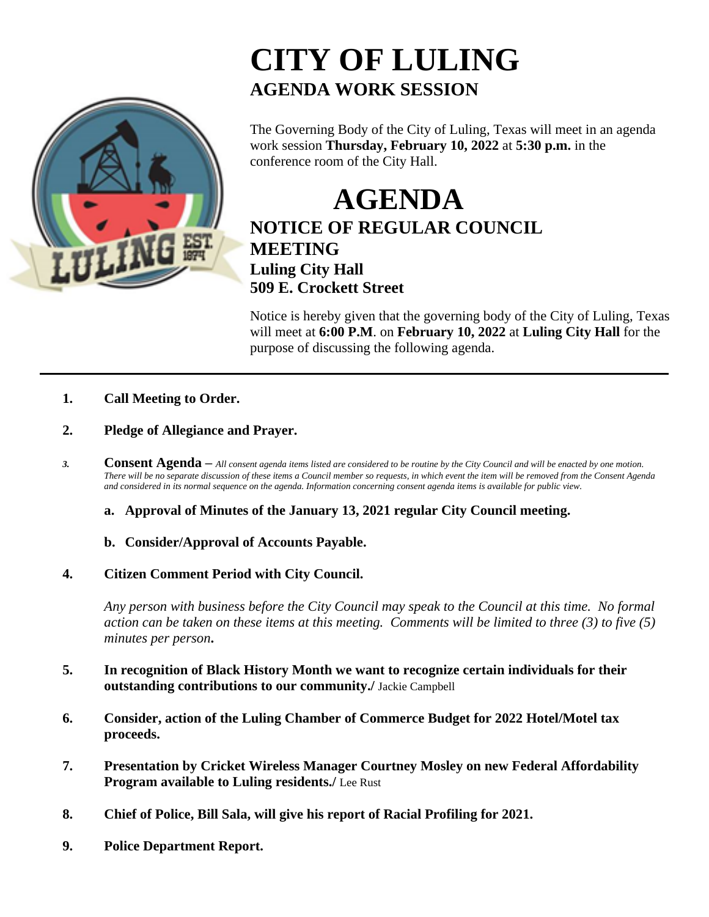# CITY OF LULING

## AGENDA WORK SESSION

The Governing Body of the City of Luling, Texas will meet in an agenda work session **Thursday, February 10, 2022** at **5:30 p.m.** in the conference room of the City Hall.

# AGENDA

## NOTICE OF REGULAR COUNCIL MEETING

**Luling City Hall**
**509 E. Crockett Street**

Notice is hereby given that the governing body of the City of Luling, Texas will meet at **6:00 P.M**. on **February 10, 2022** at **Luling City Hall** for the purpose of discussing the following agenda.

---

1. **Call Meeting to Order.**

2. **Pledge of Allegiance and Prayer.**

3. **Consent Agenda –** *All consent agenda items listed are considered to be routine by the City Council and will be enacted by one motion. There will be no separate discussion of these items a Council member so requests, in which event the item will be removed from the Consent Agenda and considered in its normal sequence on the agenda. Information concerning consent agenda items is available for public view.*

   a. **Approval of Minutes of the January 13, 2021 regular City Council meeting.**

   b. **Consider/Approval of Accounts Payable.**

4. **Citizen Comment Period with City Council.**

   *Any person with business before the City Council may speak to the Council at this time. No formal action can be taken on these items at this meeting. Comments will be limited to three (3) to five (5) minutes per person***.**

5. **In recognition of Black History Month we want to recognize certain individuals for their outstanding contributions to our community./** Jackie Campbell

6. **Consider, action of the Luling Chamber of Commerce Budget for 2022 Hotel/Motel tax proceeds.**

7. **Presentation by Cricket Wireless Manager Courtney Mosley on new Federal Affordability Program available to Luling residents./** Lee Rust

8. **Chief of Police, Bill Sala, will give his report of Racial Profiling for 2021.**

9. **Police Department Report.**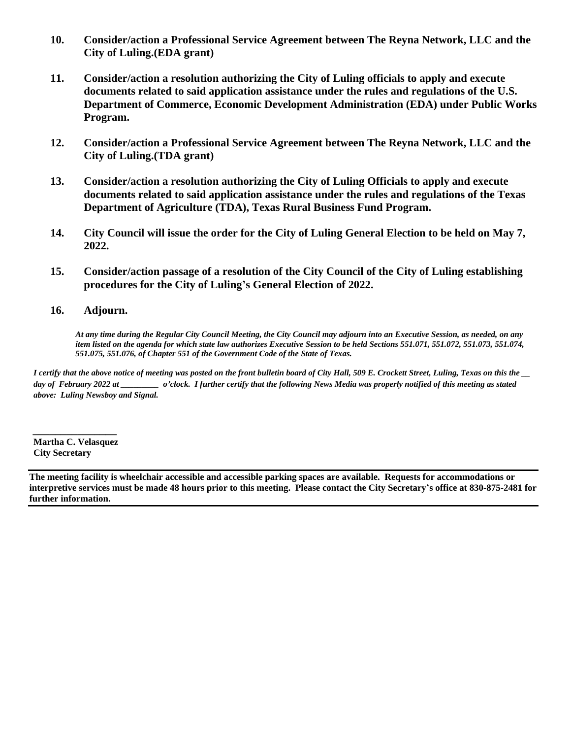**10. Consider/action a Professional Service Agreement between The Reyna Network, LLC and the City of Luling.(EDA grant)**

**11. Consider/action a resolution authorizing the City of Luling officials to apply and execute documents related to said application assistance under the rules and regulations of the U.S. Department of Commerce, Economic Development Administration (EDA) under Public Works Program.**

**12. Consider/action a Professional Service Agreement between The Reyna Network, LLC and the City of Luling.(TDA grant)**

**13. Consider/action a resolution authorizing the City of Luling Officials to apply and execute documents related to said application assistance under the rules and regulations of the Texas Department of Agriculture (TDA), Texas Rural Business Fund Program.**

**14. City Council will issue the order for the City of Luling General Election to be held on May 7, 2022.**

**15. Consider/action passage of a resolution of the City Council of the City of Luling establishing procedures for the City of Luling's General Election of 2022.**

**16. Adjourn.**

***At any time during the Regular City Council Meeting, the City Council may adjourn into an Executive Session, as needed, on any item listed on the agenda for which state law authorizes Executive Session to be held Sections 551.071, 551.072, 551.073, 551.074, 551.075, 551.076, of Chapter 551 of the Government Code of the State of Texas.***

***I certify that the above notice of meeting was posted on the front bulletin board of City Hall, 509 E. Crockett Street, Luling, Texas on this the __ day of February 2022 at _________ o'clock. I further certify that the following News Media was properly notified of this meeting as stated above: Luling Newsboy and Signal.***

_________________

**Martha C. Velasquez**
**City Secretary**

**The meeting facility is wheelchair accessible and accessible parking spaces are available. Requests for accommodations or interpretive services must be made 48 hours prior to this meeting. Please contact the City Secretary's office at 830-875-2481 for further information.**